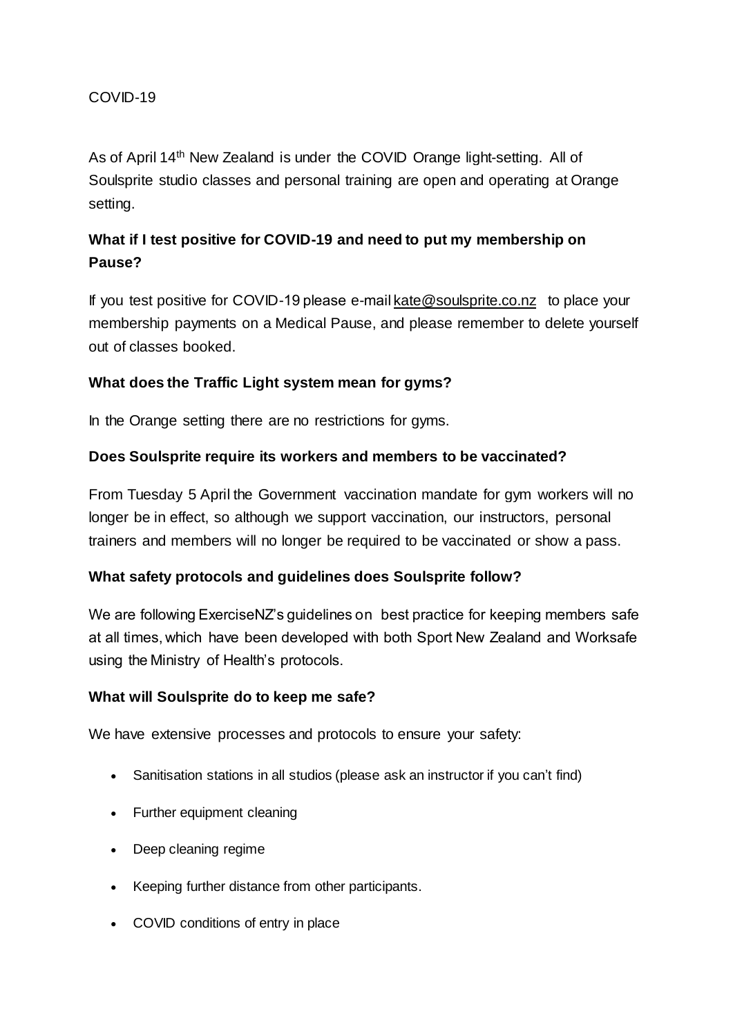COVID-19

As of April 14th New Zealand is under the COVID Orange light-setting. All of Soulsprite studio classes and personal training are open and operating at Orange setting.

**What if I test positive for COVID-19 and need to put my membership on Pause?**

If you test positive for COVID-19 please e-mail kate@soulsprite.co.nz to place your membership payments on a Medical Pause, and please remember to delete yourself out of classes booked.

**What does the Traffic Light system mean for gyms?**

In the Orange setting there are no restrictions for gyms.

**Does Soulsprite require its workers and members to be vaccinated?**

From Tuesday 5 April the Government vaccination mandate for gym workers will no longer be in effect, so although we support vaccination, our instructors, personal trainers and members will no longer be required to be vaccinated or show a pass.

**What safety protocols and guidelines does Soulsprite follow?**

We are following ExerciseNZ's guidelines on best practice for keeping members safe at all times, which have been developed with both Sport New Zealand and Worksafe using the Ministry of Health's protocols.

**What will Soulsprite do to keep me safe?**

We have extensive processes and protocols to ensure your safety:

- Sanitisation stations in all studios (please ask an instructor if you can't find)
- Further equipment cleaning
- Deep cleaning regime
- Keeping further distance from other participants.
- COVID conditions of entry in place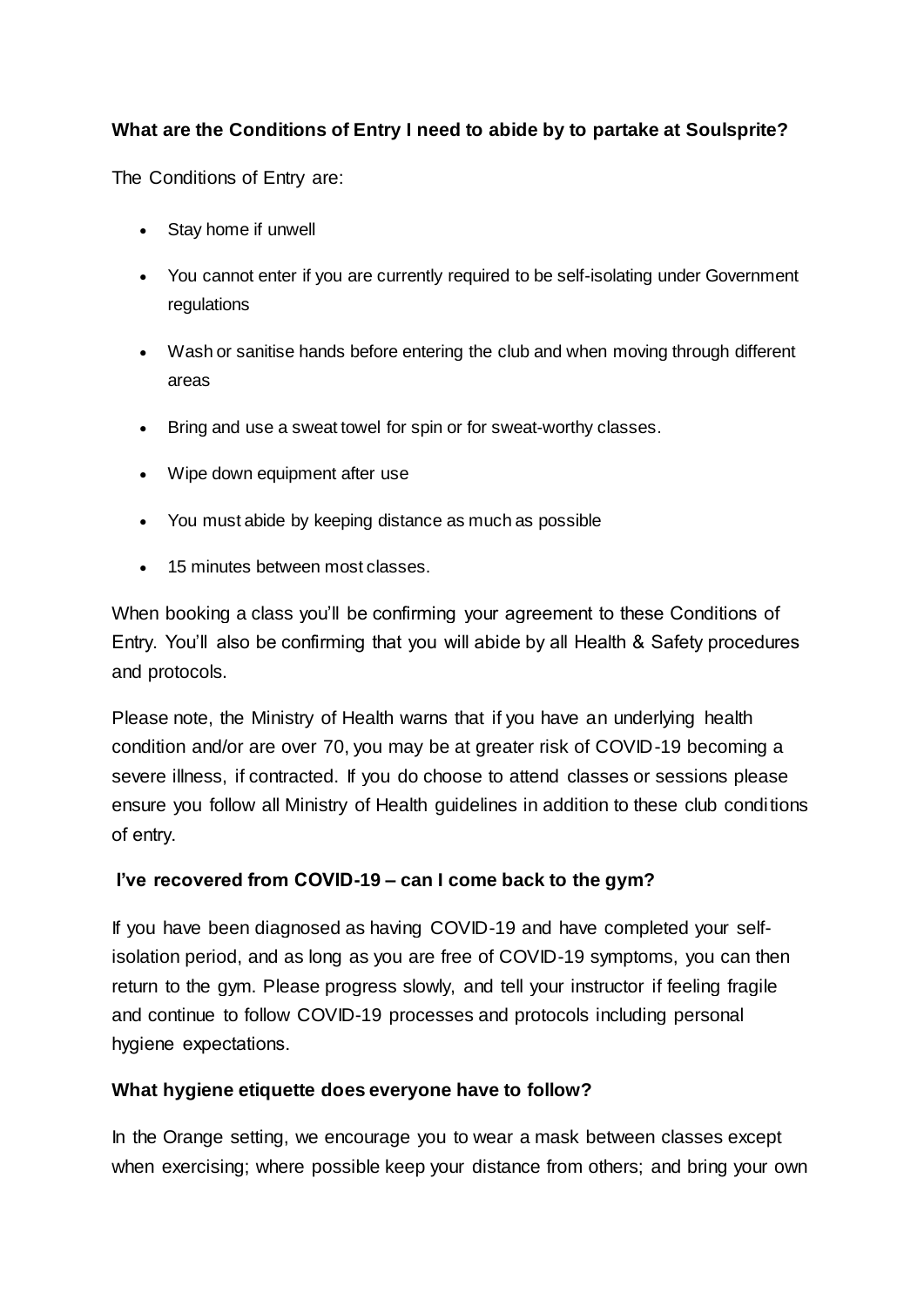**What are the Conditions of Entry I need to abide by to partake at Soulsprite?**

The Conditions of Entry are:

- Stay home if unwell
- You cannot enter if you are currently required to be self-isolating under Government regulations
- Wash or sanitise hands before entering the club and when moving through different areas
- Bring and use a sweat towel for spin or for sweat-worthy classes.
- Wipe down equipment after use
- You must abide by keeping distance as much as possible
- 15 minutes between most classes.

When booking a class you'll be confirming your agreement to these Conditions of Entry. You'll also be confirming that you will abide by all Health & Safety procedures and protocols.

Please note, the Ministry of Health warns that if you have an underlying health condition and/or are over 70, you may be at greater risk of COVID-19 becoming a severe illness, if contracted. If you do choose to attend classes or sessions please ensure you follow all Ministry of Health guidelines in addition to these club conditions of entry.

**I've recovered from COVID-19 – can I come back to the gym?**

If you have been diagnosed as having COVID-19 and have completed your self-isolation period, and as long as you are free of COVID-19 symptoms, you can then return to the gym. Please progress slowly, and tell your instructor if feeling fragile and continue to follow COVID-19 processes and protocols including personal hygiene expectations.

**What hygiene etiquette does everyone have to follow?**

In the Orange setting, we encourage you to wear a mask between classes except when exercising; where possible keep your distance from others; and bring your own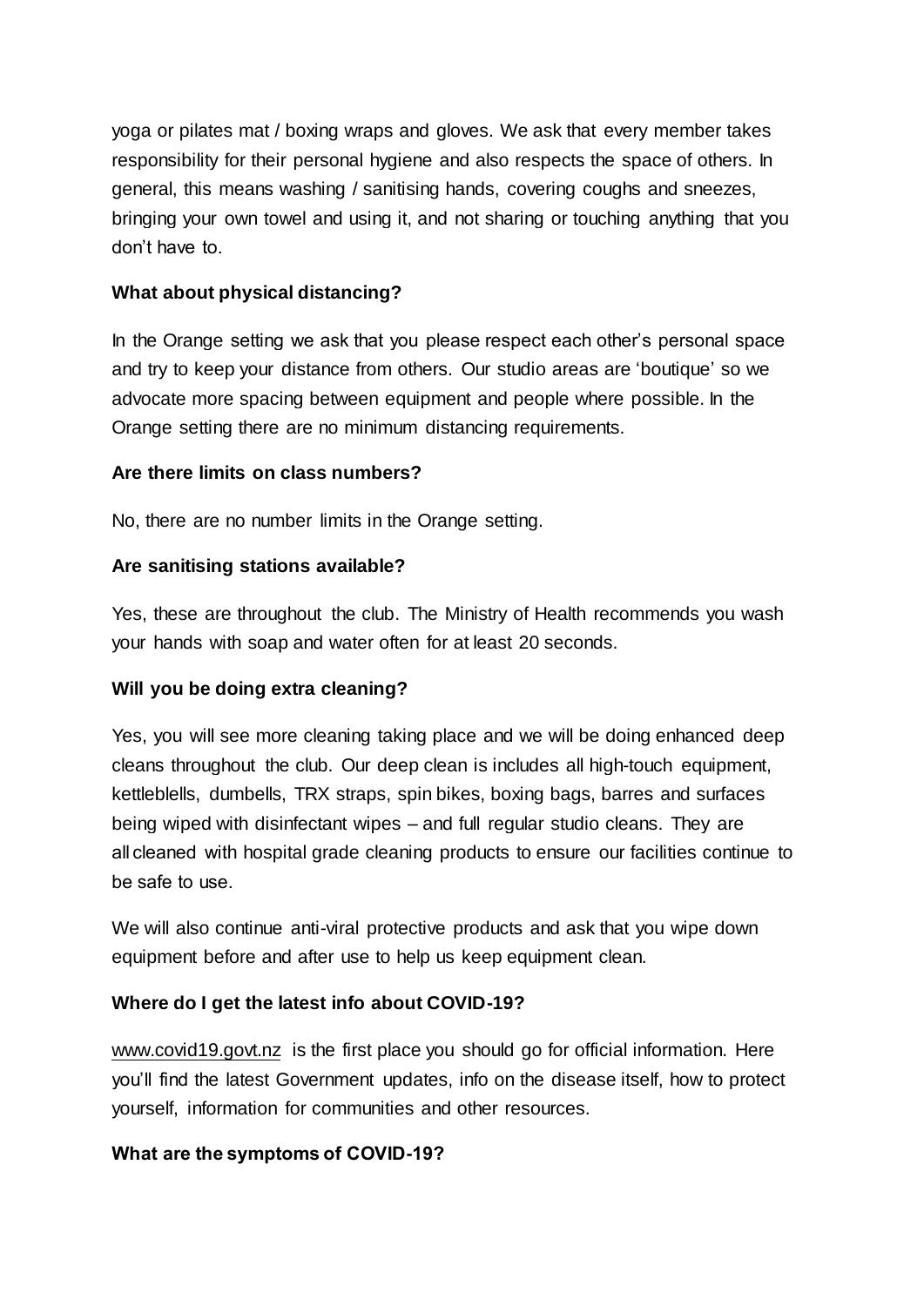yoga or pilates mat / boxing wraps and gloves. We ask that every member takes responsibility for their personal hygiene and also respects the space of others. In general, this means washing / sanitising hands, covering coughs and sneezes, bringing your own towel and using it, and not sharing or touching anything that you don't have to.

**What about physical distancing?**

In the Orange setting we ask that you please respect each other's personal space and try to keep your distance from others. Our studio areas are 'boutique' so we advocate more spacing between equipment and people where possible. In the Orange setting there are no minimum distancing requirements.

**Are there limits on class numbers?**

No, there are no number limits in the Orange setting.

**Are sanitising stations available?**

Yes, these are throughout the club. The Ministry of Health recommends you wash your hands with soap and water often for at least 20 seconds.

**Will you be doing extra cleaning?**

Yes, you will see more cleaning taking place and we will be doing enhanced deep cleans throughout the club. Our deep clean is includes all high-touch equipment, kettleblells, dumbells, TRX straps, spin bikes, boxing bags, barres and surfaces being wiped with disinfectant wipes – and full regular studio cleans. They are all cleaned with hospital grade cleaning products to ensure our facilities continue to be safe to use.

We will also continue anti-viral protective products and ask that you wipe down equipment before and after use to help us keep equipment clean.

**Where do I get the latest info about COVID-19?**

www.covid19.govt.nz is the first place you should go for official information. Here you'll find the latest Government updates, info on the disease itself, how to protect yourself, information for communities and other resources.

**What are the symptoms of COVID-19?**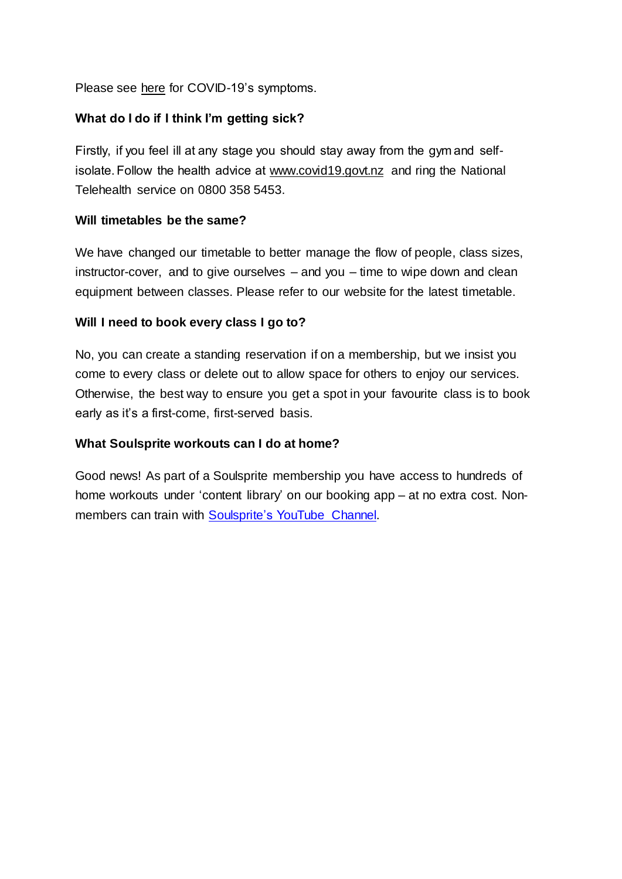Please see here for COVID-19's symptoms.

**What do I do if I think I'm getting sick?**

Firstly, if you feel ill at any stage you should stay away from the gym and self-isolate. Follow the health advice at www.covid19.govt.nz and ring the National Telehealth service on 0800 358 5453.

**Will timetables be the same?**

We have changed our timetable to better manage the flow of people, class sizes, instructor-cover, and to give ourselves – and you – time to wipe down and clean equipment between classes. Please refer to our website for the latest timetable.

**Will I need to book every class I go to?**

No, you can create a standing reservation if on a membership, but we insist you come to every class or delete out to allow space for others to enjoy our services. Otherwise, the best way to ensure you get a spot in your favourite class is to book early as it's a first-come, first-served basis.

**What Soulsprite workouts can I do at home?**

Good news! As part of a Soulsprite membership you have access to hundreds of home workouts under 'content library' on our booking app – at no extra cost. Non-members can train with Soulsprite's YouTube Channel.